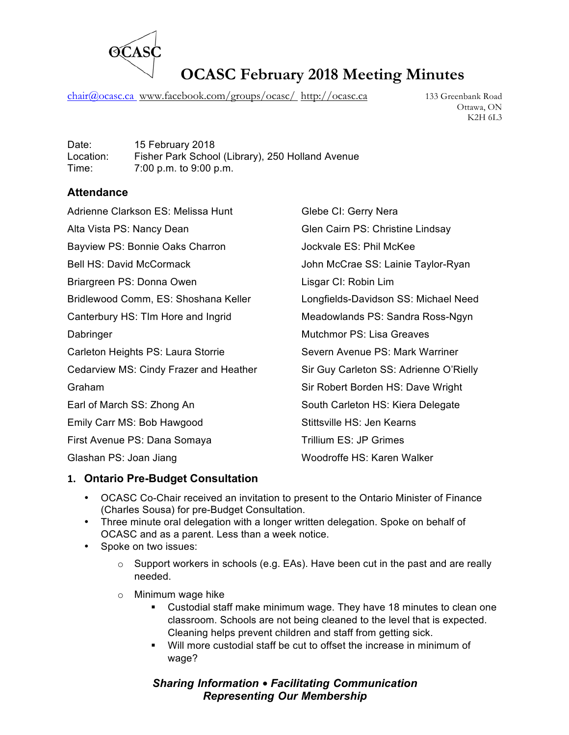# OCASC February 2018 Meeting Minutes

chair@ocasc.ca www.facebook.com/groups/ocasc/ http://ocasc.ca

133 Greenbank Road
Ottawa, ON
K2H 6L3

Date: 15 February 2018
Location: Fisher Park School (Library), 250 Holland Avenue
Time: 7:00 p.m. to 9:00 p.m.

## Attendance

Adrienne Clarkson ES: Melissa Hunt
Alta Vista PS: Nancy Dean
Bayview PS: Bonnie Oaks Charron
Bell HS: David McCormack
Briargreen PS: Donna Owen
Bridlewood Comm, ES: Shoshana Keller
Canterbury HS: TIm Hore and Ingrid Dabringer
Carleton Heights PS: Laura Storrie
Cedarview MS: Cindy Frazer and Heather Graham
Earl of March SS: Zhong An
Emily Carr MS: Bob Hawgood
First Avenue PS: Dana Somaya
Glashan PS: Joan Jiang
Glebe CI: Gerry Nera
Glen Cairn PS: Christine Lindsay
Jockvale ES: Phil McKee
John McCrae SS: Lainie Taylor-Ryan
Lisgar CI: Robin Lim
Longfields-Davidson SS: Michael Need
Meadowlands PS: Sandra Ross-Ngyn
Mutchmor PS: Lisa Greaves
Severn Avenue PS: Mark Warriner
Sir Guy Carleton SS: Adrienne O'Rielly
Sir Robert Borden HS: Dave Wright
South Carleton HS: Kiera Delegate
Stittsville HS: Jen Kearns
Trillium ES: JP Grimes
Woodroffe HS: Karen Walker

## 1. Ontario Pre-Budget Consultation

- OCASC Co-Chair received an invitation to present to the Ontario Minister of Finance (Charles Sousa) for pre-Budget Consultation.
- Three minute oral delegation with a longer written delegation. Spoke on behalf of OCASC and as a parent. Less than a week notice.
- Spoke on two issues:
  - Support workers in schools (e.g. EAs). Have been cut in the past and are really needed.
  - Minimum wage hike
    - Custodial staff make minimum wage. They have 18 minutes to clean one classroom. Schools are not being cleaned to the level that is expected. Cleaning helps prevent children and staff from getting sick.
    - Will more custodial staff be cut to offset the increase in minimum of wage?

***Sharing Information • Facilitating Communication***
***Representing Our Membership***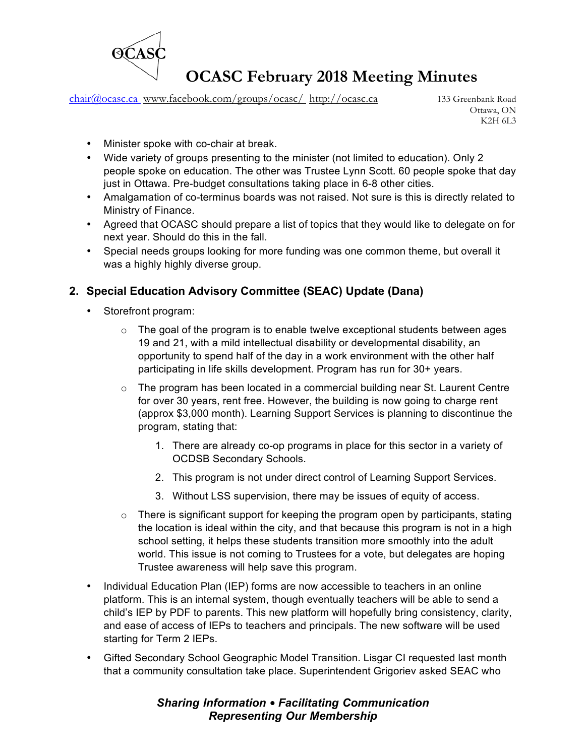- Minister spoke with co-chair at break.
- Wide variety of groups presenting to the minister (not limited to education). Only 2 people spoke on education. The other was Trustee Lynn Scott. 60 people spoke that day just in Ottawa. Pre-budget consultations taking place in 6-8 other cities.
- Amalgamation of co-terminus boards was not raised. Not sure is this is directly related to Ministry of Finance.
- Agreed that OCASC should prepare a list of topics that they would like to delegate on for next year. Should do this in the fall.
- Special needs groups looking for more funding was one common theme, but overall it was a highly highly diverse group.

## 2. Special Education Advisory Committee (SEAC) Update (Dana)

- Storefront program:
  - The goal of the program is to enable twelve exceptional students between ages 19 and 21, with a mild intellectual disability or developmental disability, an opportunity to spend half of the day in a work environment with the other half participating in life skills development. Program has run for 30+ years.
  - The program has been located in a commercial building near St. Laurent Centre for over 30 years, rent free. However, the building is now going to charge rent (approx $3,000 month). Learning Support Services is planning to discontinue the program, stating that:
    1. There are already co-op programs in place for this sector in a variety of OCDSB Secondary Schools.
    2. This program is not under direct control of Learning Support Services.
    3. Without LSS supervision, there may be issues of equity of access.
  - There is significant support for keeping the program open by participants, stating the location is ideal within the city, and that because this program is not in a high school setting, it helps these students transition more smoothly into the adult world. This issue is not coming to Trustees for a vote, but delegates are hoping Trustee awareness will help save this program.
- Individual Education Plan (IEP) forms are now accessible to teachers in an online platform. This is an internal system, though eventually teachers will be able to send a child's IEP by PDF to parents. This new platform will hopefully bring consistency, clarity, and ease of access of IEPs to teachers and principals. The new software will be used starting for Term 2 IEPs.
- Gifted Secondary School Geographic Model Transition. Lisgar CI requested last month that a community consultation take place. Superintendent Grigoriev asked SEAC who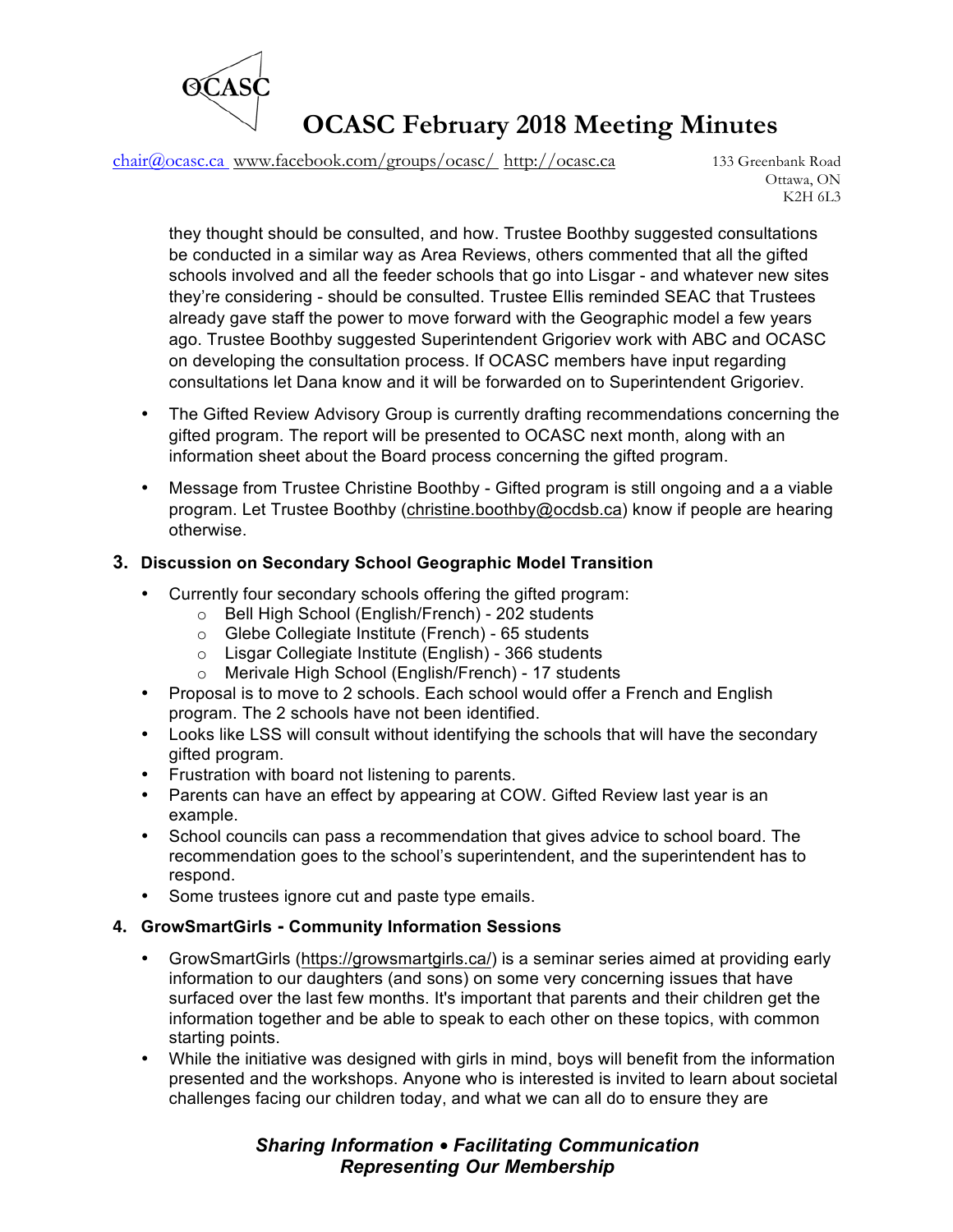they thought should be consulted, and how. Trustee Boothby suggested consultations be conducted in a similar way as Area Reviews, others commented that all the gifted schools involved and all the feeder schools that go into Lisgar - and whatever new sites they're considering - should be consulted. Trustee Ellis reminded SEAC that Trustees already gave staff the power to move forward with the Geographic model a few years ago. Trustee Boothby suggested Superintendent Grigoriev work with ABC and OCASC on developing the consultation process. If OCASC members have input regarding consultations let Dana know and it will be forwarded on to Superintendent Grigoriev.

- The Gifted Review Advisory Group is currently drafting recommendations concerning the gifted program. The report will be presented to OCASC next month, along with an information sheet about the Board process concerning the gifted program.
- Message from Trustee Christine Boothby - Gifted program is still ongoing and a a viable program. Let Trustee Boothby (christine.boothby@ocdsb.ca) know if people are hearing otherwise.

### 3. Discussion on Secondary School Geographic Model Transition

- Currently four secondary schools offering the gifted program:
  - Bell High School (English/French) - 202 students
  - Glebe Collegiate Institute (French) - 65 students
  - Lisgar Collegiate Institute (English) - 366 students
  - Merivale High School (English/French) - 17 students
- Proposal is to move to 2 schools. Each school would offer a French and English program. The 2 schools have not been identified.
- Looks like LSS will consult without identifying the schools that will have the secondary gifted program.
- Frustration with board not listening to parents.
- Parents can have an effect by appearing at COW. Gifted Review last year is an example.
- School councils can pass a recommendation that gives advice to school board. The recommendation goes to the school's superintendent, and the superintendent has to respond.
- Some trustees ignore cut and paste type emails.

### 4. GrowSmartGirls - Community Information Sessions

- GrowSmartGirls (https://growsmartgirls.ca/) is a seminar series aimed at providing early information to our daughters (and sons) on some very concerning issues that have surfaced over the last few months. It's important that parents and their children get the information together and be able to speak to each other on these topics, with common starting points.
- While the initiative was designed with girls in mind, boys will benefit from the information presented and the workshops. Anyone who is interested is invited to learn about societal challenges facing our children today, and what we can all do to ensure they are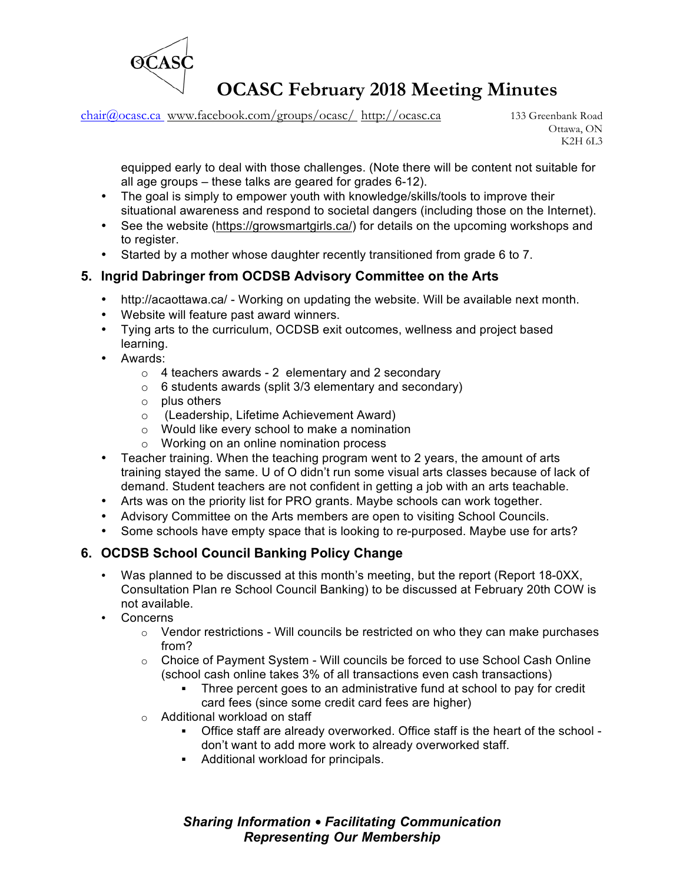equipped early to deal with those challenges. (Note there will be content not suitable for all age groups – these talks are geared for grades 6-12).

- The goal is simply to empower youth with knowledge/skills/tools to improve their situational awareness and respond to societal dangers (including those on the Internet).
- See the website (https://growsmartgirls.ca/) for details on the upcoming workshops and to register.
- Started by a mother whose daughter recently transitioned from grade 6 to 7.

## 5. Ingrid Dabringer from OCDSB Advisory Committee on the Arts

- http://acaottawa.ca/ - Working on updating the website. Will be available next month.
- Website will feature past award winners.
- Tying arts to the curriculum, OCDSB exit outcomes, wellness and project based learning.
- Awards:
  - 4 teachers awards - 2 elementary and 2 secondary
  - 6 students awards (split 3/3 elementary and secondary)
  - plus others
  - (Leadership, Lifetime Achievement Award)
  - Would like every school to make a nomination
  - Working on an online nomination process
- Teacher training. When the teaching program went to 2 years, the amount of arts training stayed the same. U of O didn't run some visual arts classes because of lack of demand. Student teachers are not confident in getting a job with an arts teachable.
- Arts was on the priority list for PRO grants. Maybe schools can work together.
- Advisory Committee on the Arts members are open to visiting School Councils.
- Some schools have empty space that is looking to re-purposed. Maybe use for arts?

## 6. OCDSB School Council Banking Policy Change

- Was planned to be discussed at this month's meeting, but the report (Report 18-0XX, Consultation Plan re School Council Banking) to be discussed at February 20th COW is not available.
- Concerns
  - Vendor restrictions - Will councils be restricted on who they can make purchases from?
  - Choice of Payment System - Will councils be forced to use School Cash Online (school cash online takes 3% of all transactions even cash transactions)
    - Three percent goes to an administrative fund at school to pay for credit card fees (since some credit card fees are higher)
  - Additional workload on staff
    - Office staff are already overworked. Office staff is the heart of the school - don't want to add more work to already overworked staff.
    - Additional workload for principals.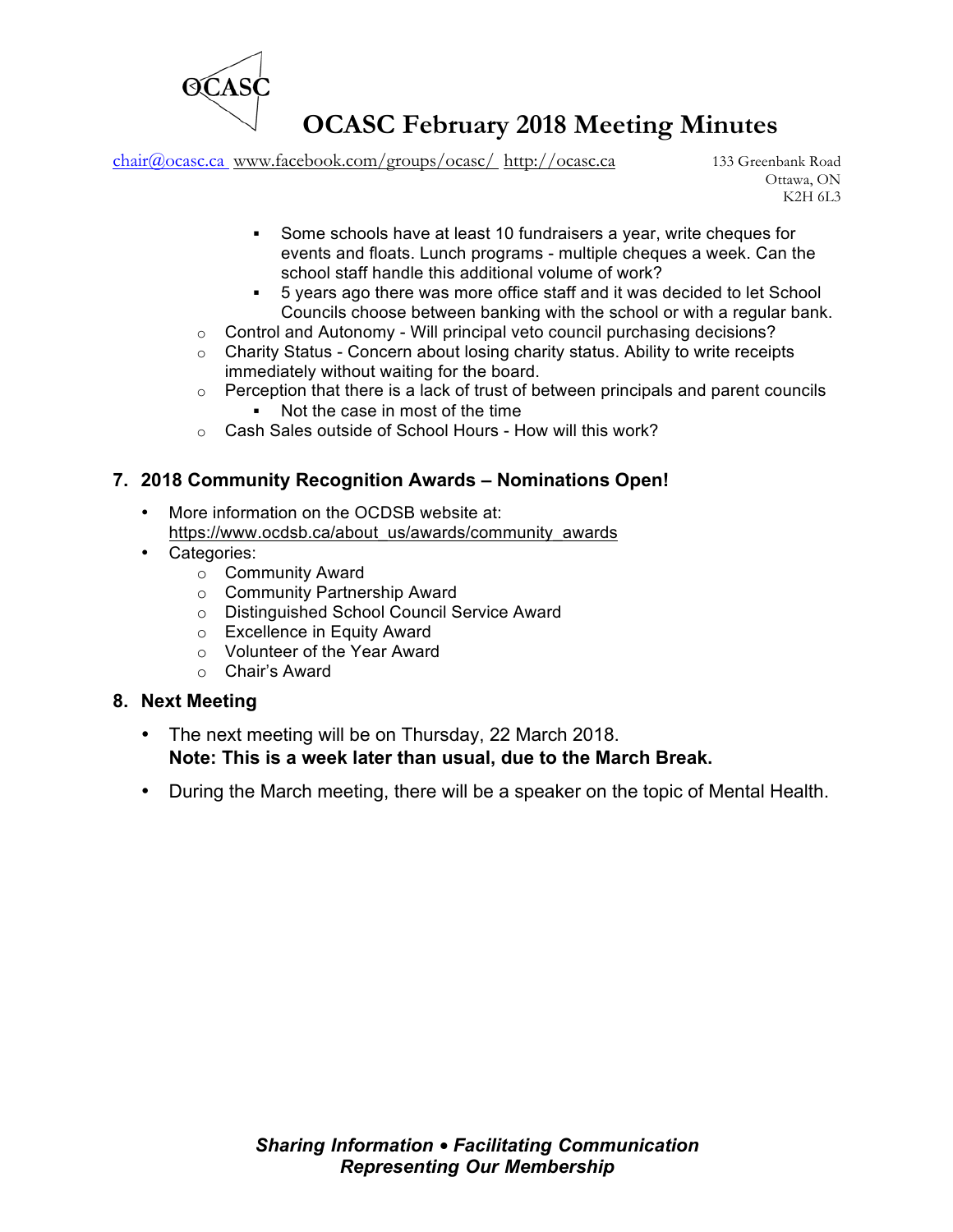- Some schools have at least 10 fundraisers a year, write cheques for events and floats. Lunch programs - multiple cheques a week. Can the school staff handle this additional volume of work?
- 5 years ago there was more office staff and it was decided to let School Councils choose between banking with the school or with a regular bank.

- Control and Autonomy - Will principal veto council purchasing decisions?
- Charity Status - Concern about losing charity status. Ability to write receipts immediately without waiting for the board.
- Perception that there is a lack of trust of between principals and parent councils
  - Not the case in most of the time
- Cash Sales outside of School Hours - How will this work?

## 7. 2018 Community Recognition Awards – Nominations Open!

- More information on the OCDSB website at: https://www.ocdsb.ca/about_us/awards/community_awards
- Categories:
  - Community Award
  - Community Partnership Award
  - Distinguished School Council Service Award
  - Excellence in Equity Award
  - Volunteer of the Year Award
  - Chair's Award

## 8. Next Meeting

- The next meeting will be on Thursday, 22 March 2018.
  **Note: This is a week later than usual, due to the March Break.**
- During the March meeting, there will be a speaker on the topic of Mental Health.